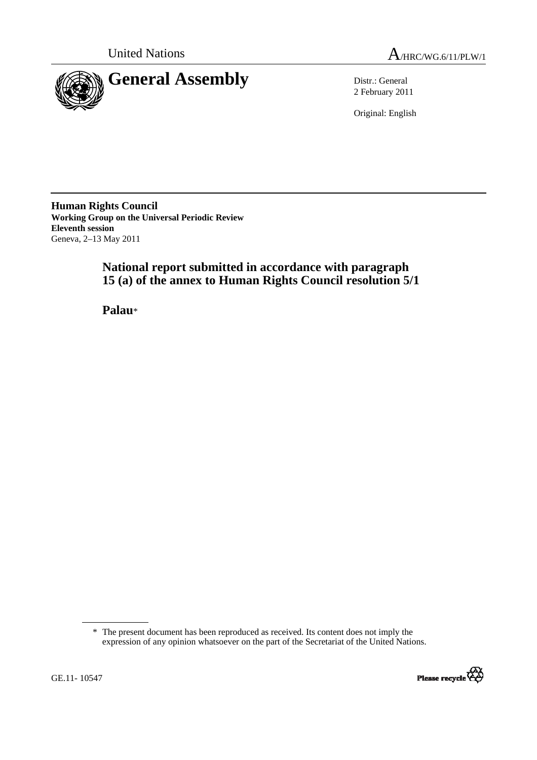United Nations

A/HRC/WG.6/11/PLW/1

# General Assembly

Distr.: General
2 February 2011

Original: English

**Human Rights Council**
**Working Group on the Universal Periodic Review**
**Eleventh session**
Geneva, 2–13 May 2011

## National report submitted in accordance with paragraph 15 (a) of the annex to Human Rights Council resolution 5/1

## Palau*

---

\* The present document has been reproduced as received. Its content does not imply the expression of any opinion whatsoever on the part of the Secretariat of the United Nations.

GE.11- 10547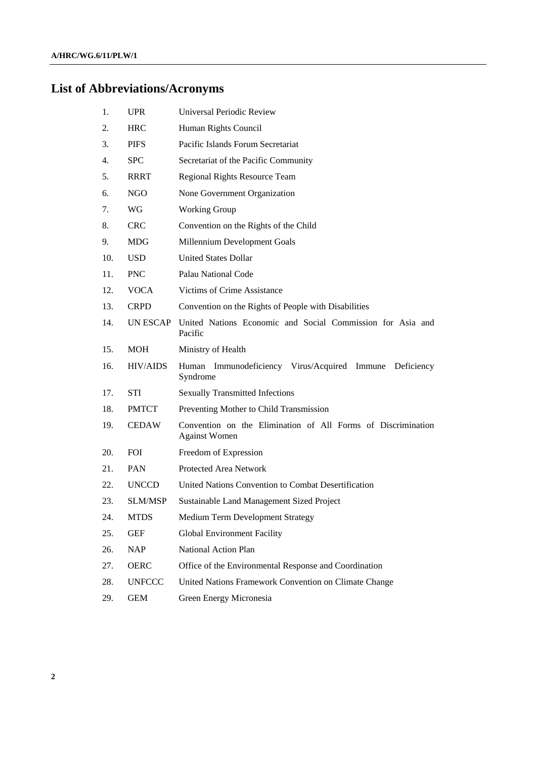# List of Abbreviations/Acronyms

| | | |
|---|---|---|
| 1. | UPR | Universal Periodic Review |
| 2. | HRC | Human Rights Council |
| 3. | PIFS | Pacific Islands Forum Secretariat |
| 4. | SPC | Secretariat of the Pacific Community |
| 5. | RRRT | Regional Rights Resource Team |
| 6. | NGO | None Government Organization |
| 7. | WG | Working Group |
| 8. | CRC | Convention on the Rights of the Child |
| 9. | MDG | Millennium Development Goals |
| 10. | USD | United States Dollar |
| 11. | PNC | Palau National Code |
| 12. | VOCA | Victims of Crime Assistance |
| 13. | CRPD | Convention on the Rights of People with Disabilities |
| 14. | UN ESCAP | United Nations Economic and Social Commission for Asia and Pacific |
| 15. | MOH | Ministry of Health |
| 16. | HIV/AIDS | Human Immunodeficiency Virus/Acquired Immune Deficiency Syndrome |
| 17. | STI | Sexually Transmitted Infections |
| 18. | PMTCT | Preventing Mother to Child Transmission |
| 19. | CEDAW | Convention on the Elimination of All Forms of Discrimination Against Women |
| 20. | FOI | Freedom of Expression |
| 21. | PAN | Protected Area Network |
| 22. | UNCCD | United Nations Convention to Combat Desertification |
| 23. | SLM/MSP | Sustainable Land Management Sized Project |
| 24. | MTDS | Medium Term Development Strategy |
| 25. | GEF | Global Environment Facility |
| 26. | NAP | National Action Plan |
| 27. | OERC | Office of the Environmental Response and Coordination |
| 28. | UNFCCC | United Nations Framework Convention on Climate Change |
| 29. | GEM | Green Energy Micronesia |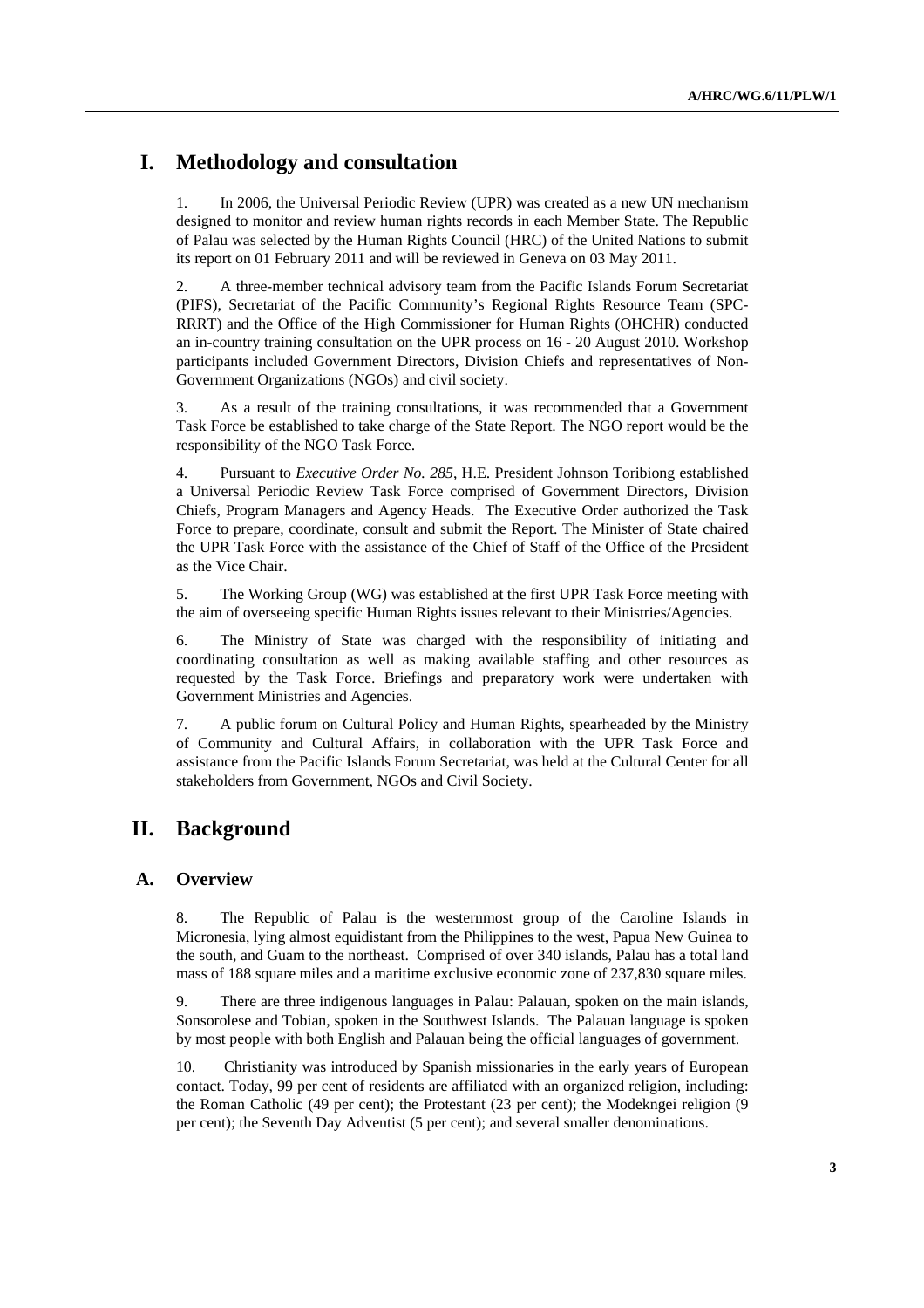# I. Methodology and consultation

1. In 2006, the Universal Periodic Review (UPR) was created as a new UN mechanism designed to monitor and review human rights records in each Member State. The Republic of Palau was selected by the Human Rights Council (HRC) of the United Nations to submit its report on 01 February 2011 and will be reviewed in Geneva on 03 May 2011.

2. A three-member technical advisory team from the Pacific Islands Forum Secretariat (PIFS), Secretariat of the Pacific Community's Regional Rights Resource Team (SPC-RRRT) and the Office of the High Commissioner for Human Rights (OHCHR) conducted an in-country training consultation on the UPR process on 16 - 20 August 2010. Workshop participants included Government Directors, Division Chiefs and representatives of Non-Government Organizations (NGOs) and civil society.

3. As a result of the training consultations, it was recommended that a Government Task Force be established to take charge of the State Report. The NGO report would be the responsibility of the NGO Task Force.

4. Pursuant to *Executive Order No. 285*, H.E. President Johnson Toribiong established a Universal Periodic Review Task Force comprised of Government Directors, Division Chiefs, Program Managers and Agency Heads. The Executive Order authorized the Task Force to prepare, coordinate, consult and submit the Report. The Minister of State chaired the UPR Task Force with the assistance of the Chief of Staff of the Office of the President as the Vice Chair.

5. The Working Group (WG) was established at the first UPR Task Force meeting with the aim of overseeing specific Human Rights issues relevant to their Ministries/Agencies.

6. The Ministry of State was charged with the responsibility of initiating and coordinating consultation as well as making available staffing and other resources as requested by the Task Force. Briefings and preparatory work were undertaken with Government Ministries and Agencies.

7. A public forum on Cultural Policy and Human Rights, spearheaded by the Ministry of Community and Cultural Affairs, in collaboration with the UPR Task Force and assistance from the Pacific Islands Forum Secretariat, was held at the Cultural Center for all stakeholders from Government, NGOs and Civil Society.

# II. Background

## A. Overview

8. The Republic of Palau is the westernmost group of the Caroline Islands in Micronesia, lying almost equidistant from the Philippines to the west, Papua New Guinea to the south, and Guam to the northeast. Comprised of over 340 islands, Palau has a total land mass of 188 square miles and a maritime exclusive economic zone of 237,830 square miles.

9. There are three indigenous languages in Palau: Palauan, spoken on the main islands, Sonsorolese and Tobian, spoken in the Southwest Islands. The Palauan language is spoken by most people with both English and Palauan being the official languages of government.

10. Christianity was introduced by Spanish missionaries in the early years of European contact. Today, 99 per cent of residents are affiliated with an organized religion, including: the Roman Catholic (49 per cent); the Protestant (23 per cent); the Modekngei religion (9 per cent); the Seventh Day Adventist (5 per cent); and several smaller denominations.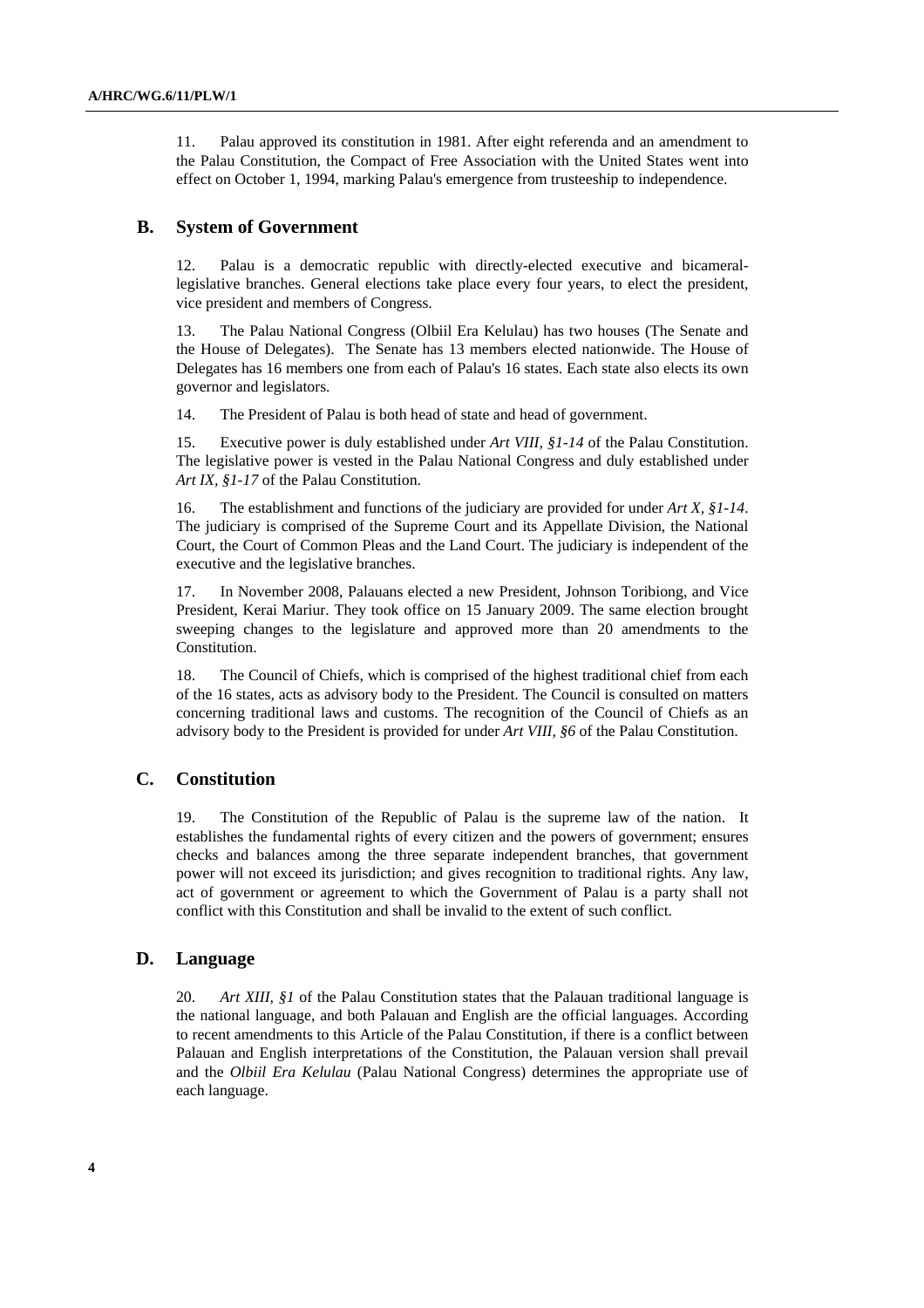11. Palau approved its constitution in 1981. After eight referenda and an amendment to the Palau Constitution, the Compact of Free Association with the United States went into effect on October 1, 1994, marking Palau's emergence from trusteeship to independence.

## B. System of Government

12. Palau is a democratic republic with directly-elected executive and bicameral-legislative branches. General elections take place every four years, to elect the president, vice president and members of Congress.

13. The Palau National Congress (Olbiil Era Kelulau) has two houses (The Senate and the House of Delegates). The Senate has 13 members elected nationwide. The House of Delegates has 16 members one from each of Palau's 16 states. Each state also elects its own governor and legislators.

14. The President of Palau is both head of state and head of government.

15. Executive power is duly established under *Art VIII, §1-14* of the Palau Constitution. The legislative power is vested in the Palau National Congress and duly established under *Art IX, §1-17* of the Palau Constitution.

16. The establishment and functions of the judiciary are provided for under *Art X, §1-14*. The judiciary is comprised of the Supreme Court and its Appellate Division, the National Court, the Court of Common Pleas and the Land Court. The judiciary is independent of the executive and the legislative branches.

17. In November 2008, Palauans elected a new President, Johnson Toribiong, and Vice President, Kerai Mariur. They took office on 15 January 2009. The same election brought sweeping changes to the legislature and approved more than 20 amendments to the Constitution.

18. The Council of Chiefs, which is comprised of the highest traditional chief from each of the 16 states, acts as advisory body to the President. The Council is consulted on matters concerning traditional laws and customs. The recognition of the Council of Chiefs as an advisory body to the President is provided for under *Art VIII, §6* of the Palau Constitution.

## C. Constitution

19. The Constitution of the Republic of Palau is the supreme law of the nation. It establishes the fundamental rights of every citizen and the powers of government; ensures checks and balances among the three separate independent branches, that government power will not exceed its jurisdiction; and gives recognition to traditional rights. Any law, act of government or agreement to which the Government of Palau is a party shall not conflict with this Constitution and shall be invalid to the extent of such conflict.

## D. Language

20. *Art XIII, §1* of the Palau Constitution states that the Palauan traditional language is the national language, and both Palauan and English are the official languages. According to recent amendments to this Article of the Palau Constitution, if there is a conflict between Palauan and English interpretations of the Constitution, the Palauan version shall prevail and the *Olbiil Era Kelulau* (Palau National Congress) determines the appropriate use of each language.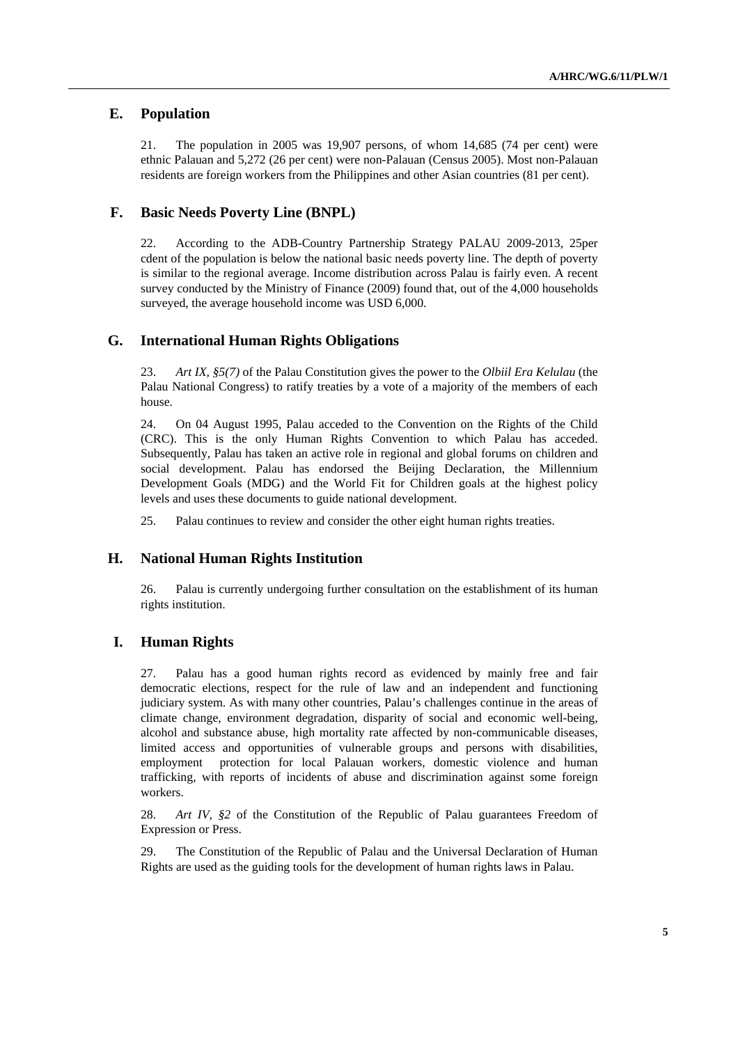## E. Population

21. The population in 2005 was 19,907 persons, of whom 14,685 (74 per cent) were ethnic Palauan and 5,272 (26 per cent) were non-Palauan (Census 2005). Most non-Palauan residents are foreign workers from the Philippines and other Asian countries (81 per cent).

## F. Basic Needs Poverty Line (BNPL)

22. According to the ADB-Country Partnership Strategy PALAU 2009-2013, 25per cdent of the population is below the national basic needs poverty line. The depth of poverty is similar to the regional average. Income distribution across Palau is fairly even. A recent survey conducted by the Ministry of Finance (2009) found that, out of the 4,000 households surveyed, the average household income was USD 6,000.

## G. International Human Rights Obligations

23. *Art IX, §5(7)* of the Palau Constitution gives the power to the *Olbiil Era Kelulau* (the Palau National Congress) to ratify treaties by a vote of a majority of the members of each house.

24. On 04 August 1995, Palau acceded to the Convention on the Rights of the Child (CRC). This is the only Human Rights Convention to which Palau has acceded. Subsequently, Palau has taken an active role in regional and global forums on children and social development. Palau has endorsed the Beijing Declaration, the Millennium Development Goals (MDG) and the World Fit for Children goals at the highest policy levels and uses these documents to guide national development.

25. Palau continues to review and consider the other eight human rights treaties.

## H. National Human Rights Institution

26. Palau is currently undergoing further consultation on the establishment of its human rights institution.

## I. Human Rights

27. Palau has a good human rights record as evidenced by mainly free and fair democratic elections, respect for the rule of law and an independent and functioning judiciary system. As with many other countries, Palau's challenges continue in the areas of climate change, environment degradation, disparity of social and economic well-being, alcohol and substance abuse, high mortality rate affected by non-communicable diseases, limited access and opportunities of vulnerable groups and persons with disabilities, employment protection for local Palauan workers, domestic violence and human trafficking, with reports of incidents of abuse and discrimination against some foreign workers.

28. *Art IV, §2* of the Constitution of the Republic of Palau guarantees Freedom of Expression or Press.

29. The Constitution of the Republic of Palau and the Universal Declaration of Human Rights are used as the guiding tools for the development of human rights laws in Palau.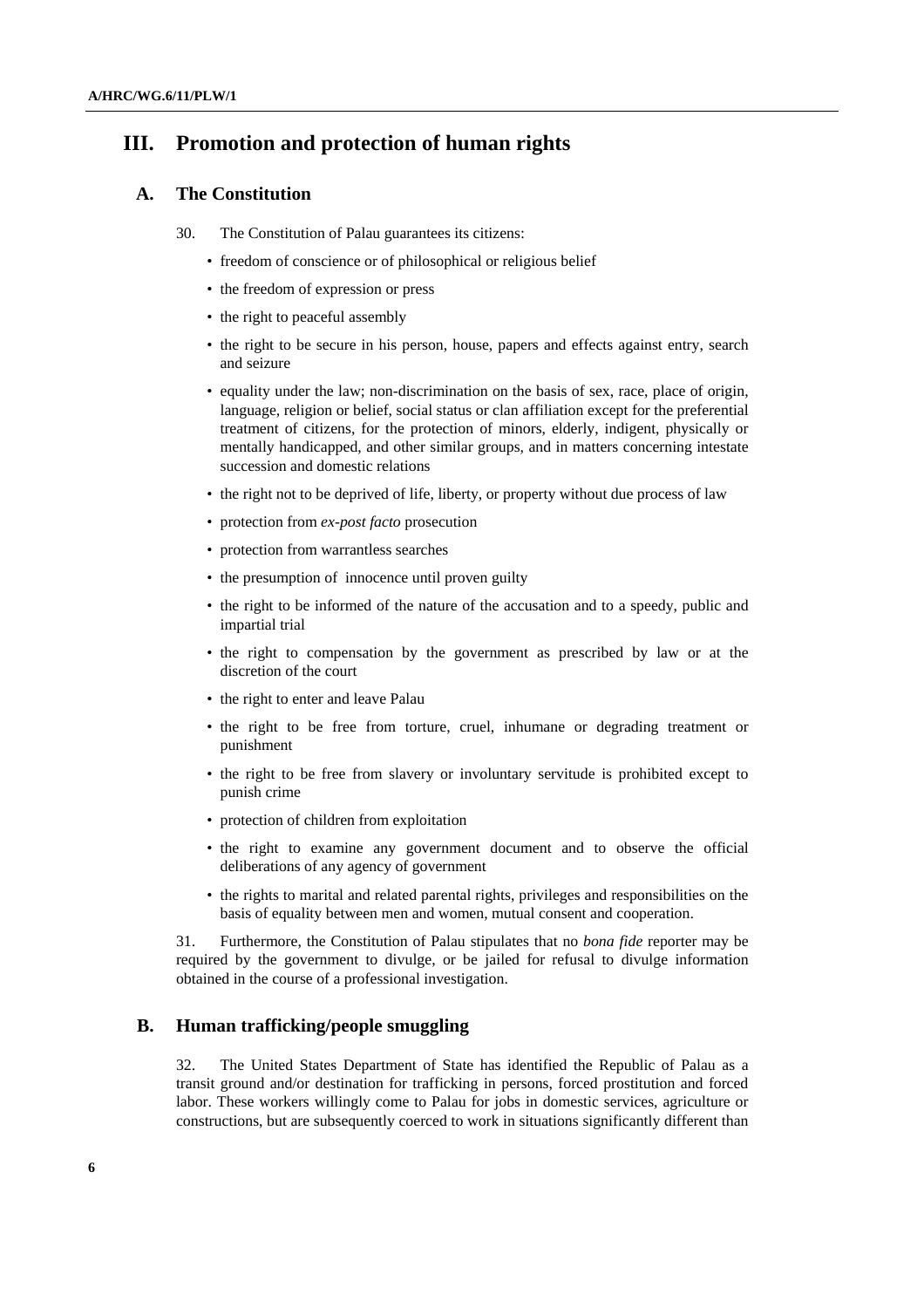## III. Promotion and protection of human rights

### A. The Constitution

30. The Constitution of Palau guarantees its citizens:

- freedom of conscience or of philosophical or religious belief
- the freedom of expression or press
- the right to peaceful assembly
- the right to be secure in his person, house, papers and effects against entry, search and seizure
- equality under the law; non-discrimination on the basis of sex, race, place of origin, language, religion or belief, social status or clan affiliation except for the preferential treatment of citizens, for the protection of minors, elderly, indigent, physically or mentally handicapped, and other similar groups, and in matters concerning intestate succession and domestic relations
- the right not to be deprived of life, liberty, or property without due process of law
- protection from *ex-post facto* prosecution
- protection from warrantless searches
- the presumption of innocence until proven guilty
- the right to be informed of the nature of the accusation and to a speedy, public and impartial trial
- the right to compensation by the government as prescribed by law or at the discretion of the court
- the right to enter and leave Palau
- the right to be free from torture, cruel, inhumane or degrading treatment or punishment
- the right to be free from slavery or involuntary servitude is prohibited except to punish crime
- protection of children from exploitation
- the right to examine any government document and to observe the official deliberations of any agency of government
- the rights to marital and related parental rights, privileges and responsibilities on the basis of equality between men and women, mutual consent and cooperation.

31. Furthermore, the Constitution of Palau stipulates that no *bona fide* reporter may be required by the government to divulge, or be jailed for refusal to divulge information obtained in the course of a professional investigation.

### B. Human trafficking/people smuggling

32. The United States Department of State has identified the Republic of Palau as a transit ground and/or destination for trafficking in persons, forced prostitution and forced labor. These workers willingly come to Palau for jobs in domestic services, agriculture or constructions, but are subsequently coerced to work in situations significantly different than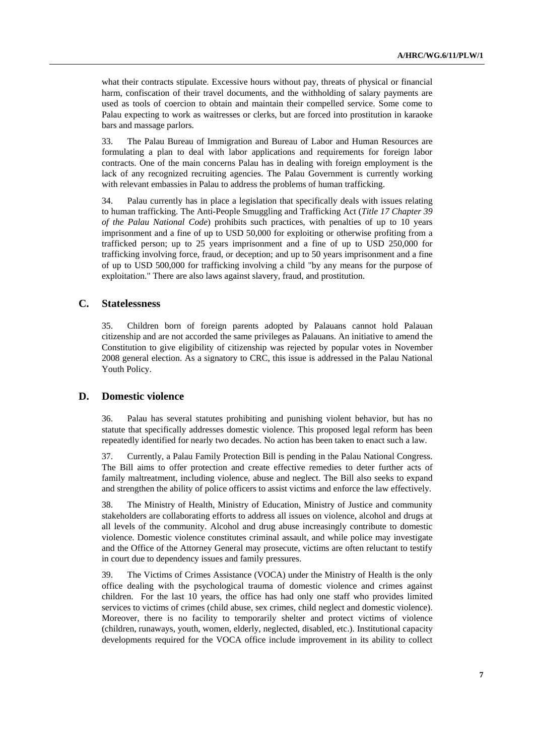what their contracts stipulate. Excessive hours without pay, threats of physical or financial harm, confiscation of their travel documents, and the withholding of salary payments are used as tools of coercion to obtain and maintain their compelled service. Some come to Palau expecting to work as waitresses or clerks, but are forced into prostitution in karaoke bars and massage parlors.

33. The Palau Bureau of Immigration and Bureau of Labor and Human Resources are formulating a plan to deal with labor applications and requirements for foreign labor contracts. One of the main concerns Palau has in dealing with foreign employment is the lack of any recognized recruiting agencies. The Palau Government is currently working with relevant embassies in Palau to address the problems of human trafficking.

34. Palau currently has in place a legislation that specifically deals with issues relating to human trafficking. The Anti-People Smuggling and Trafficking Act (*Title 17 Chapter 39 of the Palau National Code*) prohibits such practices, with penalties of up to 10 years imprisonment and a fine of up to USD 50,000 for exploiting or otherwise profiting from a trafficked person; up to 25 years imprisonment and a fine of up to USD 250,000 for trafficking involving force, fraud, or deception; and up to 50 years imprisonment and a fine of up to USD 500,000 for trafficking involving a child "by any means for the purpose of exploitation." There are also laws against slavery, fraud, and prostitution.

## C. Statelessness

35. Children born of foreign parents adopted by Palauans cannot hold Palauan citizenship and are not accorded the same privileges as Palauans. An initiative to amend the Constitution to give eligibility of citizenship was rejected by popular votes in November 2008 general election. As a signatory to CRC, this issue is addressed in the Palau National Youth Policy.

## D. Domestic violence

36. Palau has several statutes prohibiting and punishing violent behavior, but has no statute that specifically addresses domestic violence. This proposed legal reform has been repeatedly identified for nearly two decades. No action has been taken to enact such a law.

37. Currently, a Palau Family Protection Bill is pending in the Palau National Congress. The Bill aims to offer protection and create effective remedies to deter further acts of family maltreatment, including violence, abuse and neglect. The Bill also seeks to expand and strengthen the ability of police officers to assist victims and enforce the law effectively.

38. The Ministry of Health, Ministry of Education, Ministry of Justice and community stakeholders are collaborating efforts to address all issues on violence, alcohol and drugs at all levels of the community. Alcohol and drug abuse increasingly contribute to domestic violence. Domestic violence constitutes criminal assault, and while police may investigate and the Office of the Attorney General may prosecute, victims are often reluctant to testify in court due to dependency issues and family pressures.

39. The Victims of Crimes Assistance (VOCA) under the Ministry of Health is the only office dealing with the psychological trauma of domestic violence and crimes against children. For the last 10 years, the office has had only one staff who provides limited services to victims of crimes (child abuse, sex crimes, child neglect and domestic violence). Moreover, there is no facility to temporarily shelter and protect victims of violence (children, runaways, youth, women, elderly, neglected, disabled, etc.). Institutional capacity developments required for the VOCA office include improvement in its ability to collect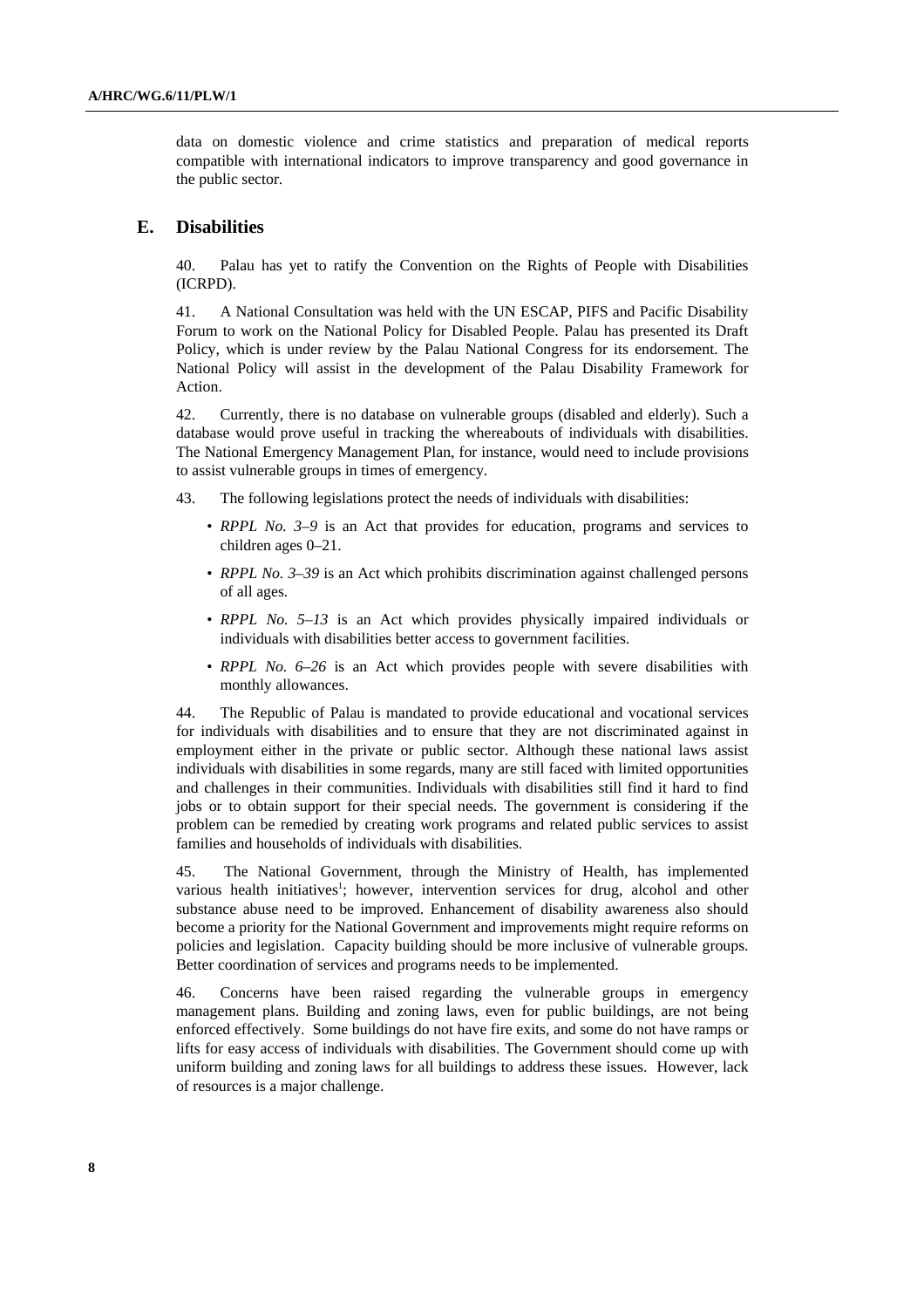data on domestic violence and crime statistics and preparation of medical reports compatible with international indicators to improve transparency and good governance in the public sector.

## E. Disabilities

40. Palau has yet to ratify the Convention on the Rights of People with Disabilities (ICRPD).

41. A National Consultation was held with the UN ESCAP, PIFS and Pacific Disability Forum to work on the National Policy for Disabled People. Palau has presented its Draft Policy, which is under review by the Palau National Congress for its endorsement. The National Policy will assist in the development of the Palau Disability Framework for Action.

42. Currently, there is no database on vulnerable groups (disabled and elderly). Such a database would prove useful in tracking the whereabouts of individuals with disabilities. The National Emergency Management Plan, for instance, would need to include provisions to assist vulnerable groups in times of emergency.

43. The following legislations protect the needs of individuals with disabilities:

- *RPPL No. 3–9* is an Act that provides for education, programs and services to children ages 0–21.
- *RPPL No. 3–39* is an Act which prohibits discrimination against challenged persons of all ages.
- *RPPL No. 5–13* is an Act which provides physically impaired individuals or individuals with disabilities better access to government facilities.
- *RPPL No. 6–26* is an Act which provides people with severe disabilities with monthly allowances.

44. The Republic of Palau is mandated to provide educational and vocational services for individuals with disabilities and to ensure that they are not discriminated against in employment either in the private or public sector. Although these national laws assist individuals with disabilities in some regards, many are still faced with limited opportunities and challenges in their communities. Individuals with disabilities still find it hard to find jobs or to obtain support for their special needs. The government is considering if the problem can be remedied by creating work programs and related public services to assist families and households of individuals with disabilities.

45. The National Government, through the Ministry of Health, has implemented various health initiatives[1]; however, intervention services for drug, alcohol and other substance abuse need to be improved. Enhancement of disability awareness also should become a priority for the National Government and improvements might require reforms on policies and legislation. Capacity building should be more inclusive of vulnerable groups. Better coordination of services and programs needs to be implemented.

46. Concerns have been raised regarding the vulnerable groups in emergency management plans. Building and zoning laws, even for public buildings, are not being enforced effectively. Some buildings do not have fire exits, and some do not have ramps or lifts for easy access of individuals with disabilities. The Government should come up with uniform building and zoning laws for all buildings to address these issues. However, lack of resources is a major challenge.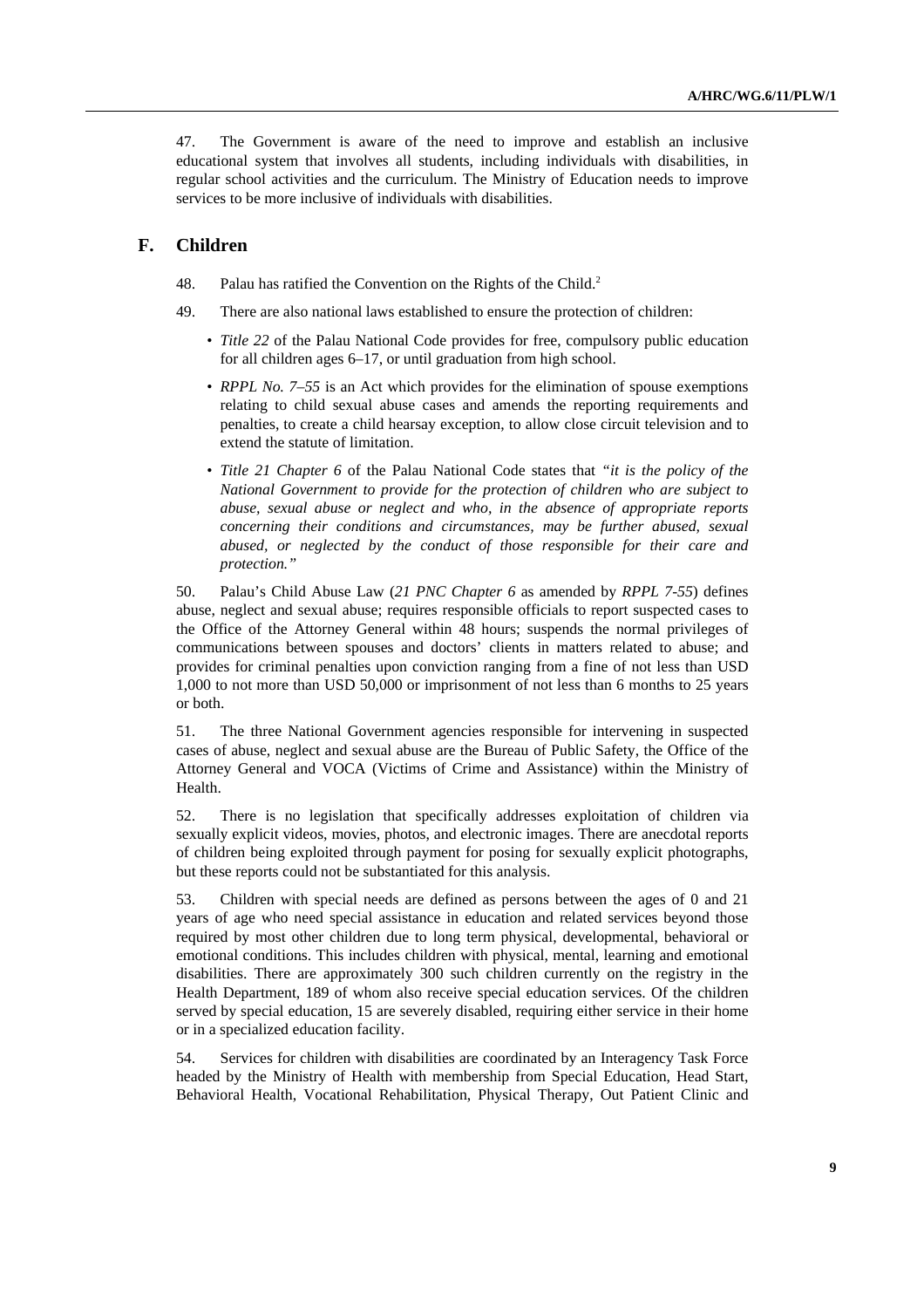47. The Government is aware of the need to improve and establish an inclusive educational system that involves all students, including individuals with disabilities, in regular school activities and the curriculum. The Ministry of Education needs to improve services to be more inclusive of individuals with disabilities.

## F. Children

48. Palau has ratified the Convention on the Rights of the Child.[2]

49. There are also national laws established to ensure the protection of children:

- *Title 22* of the Palau National Code provides for free, compulsory public education for all children ages 6–17, or until graduation from high school.
- *RPPL No. 7–55* is an Act which provides for the elimination of spouse exemptions relating to child sexual abuse cases and amends the reporting requirements and penalties, to create a child hearsay exception, to allow close circuit television and to extend the statute of limitation.
- *Title 21 Chapter 6* of the Palau National Code states that *"it is the policy of the National Government to provide for the protection of children who are subject to abuse, sexual abuse or neglect and who, in the absence of appropriate reports concerning their conditions and circumstances, may be further abused, sexual abused, or neglected by the conduct of those responsible for their care and protection."*

50. Palau's Child Abuse Law (*21 PNC Chapter 6* as amended by *RPPL 7-55*) defines abuse, neglect and sexual abuse; requires responsible officials to report suspected cases to the Office of the Attorney General within 48 hours; suspends the normal privileges of communications between spouses and doctors' clients in matters related to abuse; and provides for criminal penalties upon conviction ranging from a fine of not less than USD 1,000 to not more than USD 50,000 or imprisonment of not less than 6 months to 25 years or both.

51. The three National Government agencies responsible for intervening in suspected cases of abuse, neglect and sexual abuse are the Bureau of Public Safety, the Office of the Attorney General and VOCA (Victims of Crime and Assistance) within the Ministry of Health.

52. There is no legislation that specifically addresses exploitation of children via sexually explicit videos, movies, photos, and electronic images. There are anecdotal reports of children being exploited through payment for posing for sexually explicit photographs, but these reports could not be substantiated for this analysis.

53. Children with special needs are defined as persons between the ages of 0 and 21 years of age who need special assistance in education and related services beyond those required by most other children due to long term physical, developmental, behavioral or emotional conditions. This includes children with physical, mental, learning and emotional disabilities. There are approximately 300 such children currently on the registry in the Health Department, 189 of whom also receive special education services. Of the children served by special education, 15 are severely disabled, requiring either service in their home or in a specialized education facility.

54. Services for children with disabilities are coordinated by an Interagency Task Force headed by the Ministry of Health with membership from Special Education, Head Start, Behavioral Health, Vocational Rehabilitation, Physical Therapy, Out Patient Clinic and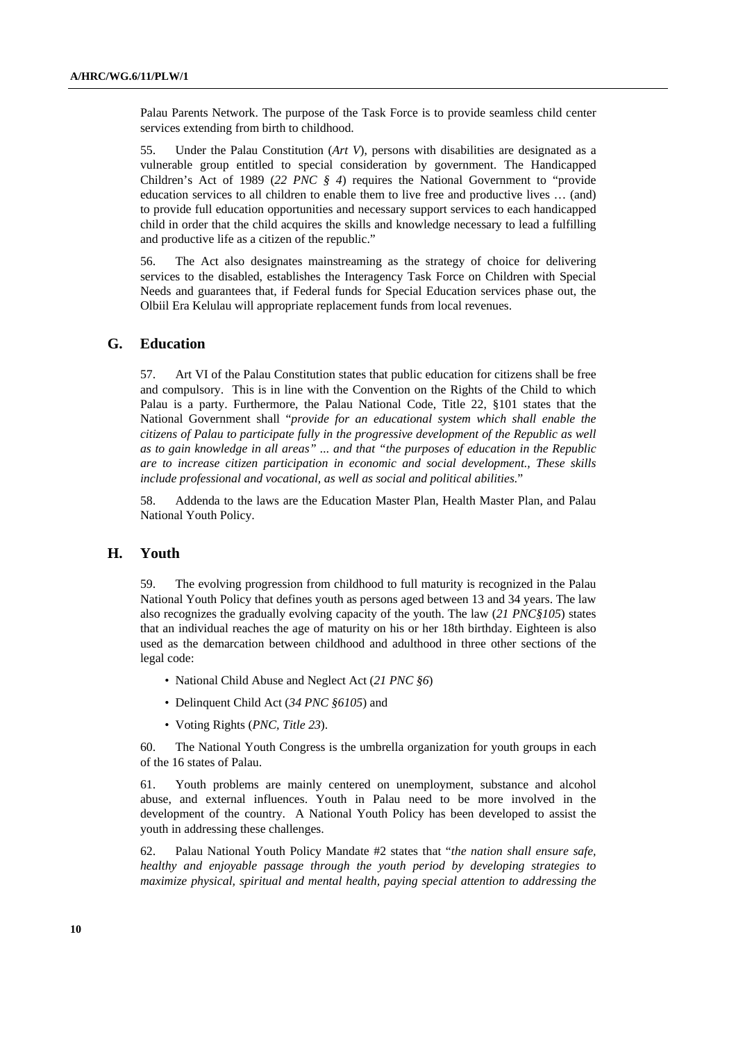Palau Parents Network. The purpose of the Task Force is to provide seamless child center services extending from birth to childhood.

55. Under the Palau Constitution (*Art V*), persons with disabilities are designated as a vulnerable group entitled to special consideration by government. The Handicapped Children's Act of 1989 (*22 PNC § 4*) requires the National Government to "provide education services to all children to enable them to live free and productive lives … (and) to provide full education opportunities and necessary support services to each handicapped child in order that the child acquires the skills and knowledge necessary to lead a fulfilling and productive life as a citizen of the republic."

56. The Act also designates mainstreaming as the strategy of choice for delivering services to the disabled, establishes the Interagency Task Force on Children with Special Needs and guarantees that, if Federal funds for Special Education services phase out, the Olbiil Era Kelulau will appropriate replacement funds from local revenues.

## G. Education

57. Art VI of the Palau Constitution states that public education for citizens shall be free and compulsory. This is in line with the Convention on the Rights of the Child to which Palau is a party. Furthermore, the Palau National Code, Title 22, §101 states that the National Government shall "*provide for an educational system which shall enable the citizens of Palau to participate fully in the progressive development of the Republic as well as to gain knowledge in all areas" ... and that "the purposes of education in the Republic are to increase citizen participation in economic and social development., These skills include professional and vocational, as well as social and political abilities.*"

58. Addenda to the laws are the Education Master Plan, Health Master Plan, and Palau National Youth Policy.

## H. Youth

59. The evolving progression from childhood to full maturity is recognized in the Palau National Youth Policy that defines youth as persons aged between 13 and 34 years. The law also recognizes the gradually evolving capacity of the youth. The law (*21 PNC§105*) states that an individual reaches the age of maturity on his or her 18th birthday. Eighteen is also used as the demarcation between childhood and adulthood in three other sections of the legal code:

- National Child Abuse and Neglect Act (*21 PNC §6*)
- Delinquent Child Act (*34 PNC §6105*) and
- Voting Rights (*PNC, Title 23*).

60. The National Youth Congress is the umbrella organization for youth groups in each of the 16 states of Palau.

61. Youth problems are mainly centered on unemployment, substance and alcohol abuse, and external influences. Youth in Palau need to be more involved in the development of the country. A National Youth Policy has been developed to assist the youth in addressing these challenges.

62. Palau National Youth Policy Mandate #2 states that "*the nation shall ensure safe, healthy and enjoyable passage through the youth period by developing strategies to maximize physical, spiritual and mental health, paying special attention to addressing the*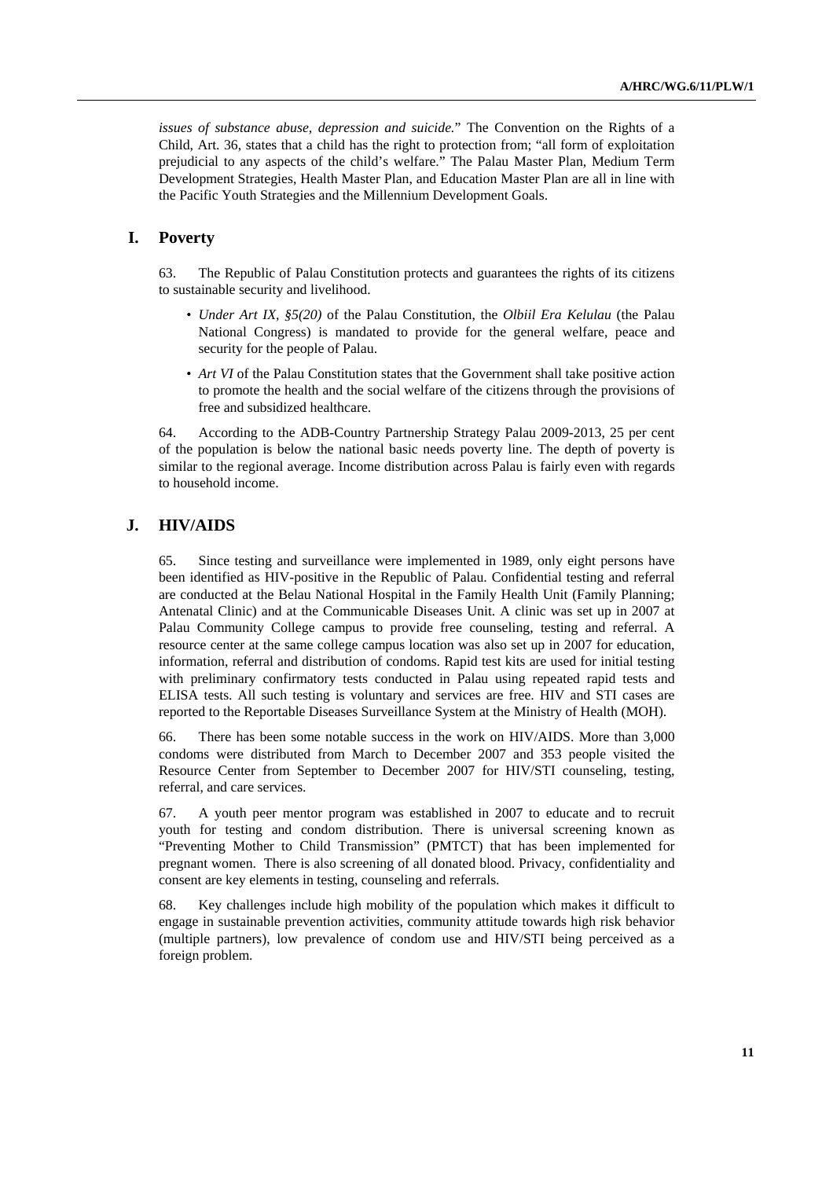*issues of substance abuse, depression and suicide.*" The Convention on the Rights of a Child, Art. 36, states that a child has the right to protection from; "all form of exploitation prejudicial to any aspects of the child's welfare." The Palau Master Plan, Medium Term Development Strategies, Health Master Plan, and Education Master Plan are all in line with the Pacific Youth Strategies and the Millennium Development Goals.

## I. Poverty

63. The Republic of Palau Constitution protects and guarantees the rights of its citizens to sustainable security and livelihood.

- *Under Art IX, §5(20)* of the Palau Constitution, the *Olbiil Era Kelulau* (the Palau National Congress) is mandated to provide for the general welfare, peace and security for the people of Palau.
- *Art VI* of the Palau Constitution states that the Government shall take positive action to promote the health and the social welfare of the citizens through the provisions of free and subsidized healthcare.

64. According to the ADB-Country Partnership Strategy Palau 2009-2013, 25 per cent of the population is below the national basic needs poverty line. The depth of poverty is similar to the regional average. Income distribution across Palau is fairly even with regards to household income.

## J. HIV/AIDS

65. Since testing and surveillance were implemented in 1989, only eight persons have been identified as HIV-positive in the Republic of Palau. Confidential testing and referral are conducted at the Belau National Hospital in the Family Health Unit (Family Planning; Antenatal Clinic) and at the Communicable Diseases Unit. A clinic was set up in 2007 at Palau Community College campus to provide free counseling, testing and referral. A resource center at the same college campus location was also set up in 2007 for education, information, referral and distribution of condoms. Rapid test kits are used for initial testing with preliminary confirmatory tests conducted in Palau using repeated rapid tests and ELISA tests. All such testing is voluntary and services are free. HIV and STI cases are reported to the Reportable Diseases Surveillance System at the Ministry of Health (MOH).

66. There has been some notable success in the work on HIV/AIDS. More than 3,000 condoms were distributed from March to December 2007 and 353 people visited the Resource Center from September to December 2007 for HIV/STI counseling, testing, referral, and care services.

67. A youth peer mentor program was established in 2007 to educate and to recruit youth for testing and condom distribution. There is universal screening known as "Preventing Mother to Child Transmission" (PMTCT) that has been implemented for pregnant women. There is also screening of all donated blood. Privacy, confidentiality and consent are key elements in testing, counseling and referrals.

68. Key challenges include high mobility of the population which makes it difficult to engage in sustainable prevention activities, community attitude towards high risk behavior (multiple partners), low prevalence of condom use and HIV/STI being perceived as a foreign problem.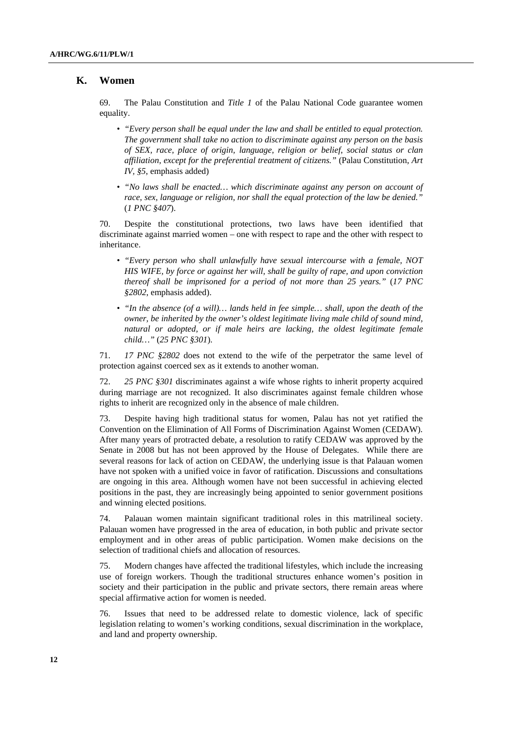## K. Women

69. The Palau Constitution and *Title 1* of the Palau National Code guarantee women equality.

- *"Every person shall be equal under the law and shall be entitled to equal protection. The government shall take no action to discriminate against any person on the basis of SEX, race, place of origin, language, religion or belief, social status or clan affiliation, except for the preferential treatment of citizens."* (Palau Constitution, *Art IV, §5*, emphasis added)
- *"No laws shall be enacted… which discriminate against any person on account of race, sex, language or religion, nor shall the equal protection of the law be denied."* (*1 PNC §407*).

70. Despite the constitutional protections, two laws have been identified that discriminate against married women – one with respect to rape and the other with respect to inheritance.

- *"Every person who shall unlawfully have sexual intercourse with a female, NOT HIS WIFE, by force or against her will, shall be guilty of rape, and upon conviction thereof shall be imprisoned for a period of not more than 25 years."* (*17 PNC §2802*, emphasis added).
- *"In the absence (of a will)… lands held in fee simple… shall, upon the death of the owner, be inherited by the owner's oldest legitimate living male child of sound mind, natural or adopted, or if male heirs are lacking, the oldest legitimate female child…"* (*25 PNC §301*).

71. *17 PNC §2802* does not extend to the wife of the perpetrator the same level of protection against coerced sex as it extends to another woman.

72. *25 PNC §301* discriminates against a wife whose rights to inherit property acquired during marriage are not recognized. It also discriminates against female children whose rights to inherit are recognized only in the absence of male children.

73. Despite having high traditional status for women, Palau has not yet ratified the Convention on the Elimination of All Forms of Discrimination Against Women (CEDAW). After many years of protracted debate, a resolution to ratify CEDAW was approved by the Senate in 2008 but has not been approved by the House of Delegates. While there are several reasons for lack of action on CEDAW, the underlying issue is that Palauan women have not spoken with a unified voice in favor of ratification. Discussions and consultations are ongoing in this area. Although women have not been successful in achieving elected positions in the past, they are increasingly being appointed to senior government positions and winning elected positions.

74. Palauan women maintain significant traditional roles in this matrilineal society. Palauan women have progressed in the area of education, in both public and private sector employment and in other areas of public participation. Women make decisions on the selection of traditional chiefs and allocation of resources.

75. Modern changes have affected the traditional lifestyles, which include the increasing use of foreign workers. Though the traditional structures enhance women's position in society and their participation in the public and private sectors, there remain areas where special affirmative action for women is needed.

76. Issues that need to be addressed relate to domestic violence, lack of specific legislation relating to women's working conditions, sexual discrimination in the workplace, and land and property ownership.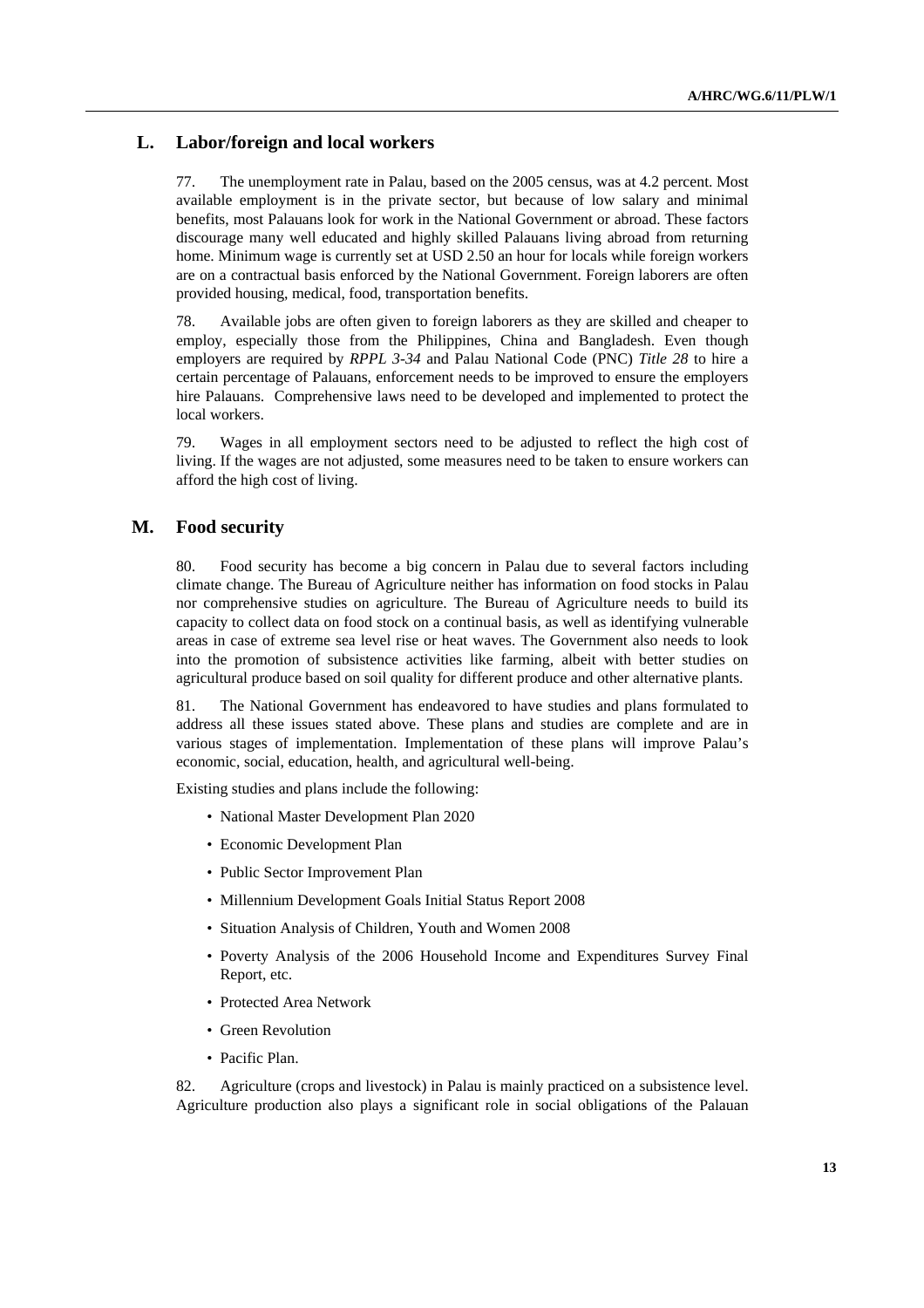## L. Labor/foreign and local workers

77. The unemployment rate in Palau, based on the 2005 census, was at 4.2 percent. Most available employment is in the private sector, but because of low salary and minimal benefits, most Palauans look for work in the National Government or abroad. These factors discourage many well educated and highly skilled Palauans living abroad from returning home. Minimum wage is currently set at USD 2.50 an hour for locals while foreign workers are on a contractual basis enforced by the National Government. Foreign laborers are often provided housing, medical, food, transportation benefits.

78. Available jobs are often given to foreign laborers as they are skilled and cheaper to employ, especially those from the Philippines, China and Bangladesh. Even though employers are required by *RPPL 3-34* and Palau National Code (PNC) *Title 28* to hire a certain percentage of Palauans, enforcement needs to be improved to ensure the employers hire Palauans. Comprehensive laws need to be developed and implemented to protect the local workers.

79. Wages in all employment sectors need to be adjusted to reflect the high cost of living. If the wages are not adjusted, some measures need to be taken to ensure workers can afford the high cost of living.

## M. Food security

80. Food security has become a big concern in Palau due to several factors including climate change. The Bureau of Agriculture neither has information on food stocks in Palau nor comprehensive studies on agriculture. The Bureau of Agriculture needs to build its capacity to collect data on food stock on a continual basis, as well as identifying vulnerable areas in case of extreme sea level rise or heat waves. The Government also needs to look into the promotion of subsistence activities like farming, albeit with better studies on agricultural produce based on soil quality for different produce and other alternative plants.

81. The National Government has endeavored to have studies and plans formulated to address all these issues stated above. These plans and studies are complete and are in various stages of implementation. Implementation of these plans will improve Palau's economic, social, education, health, and agricultural well-being.

Existing studies and plans include the following:

- National Master Development Plan 2020
- Economic Development Plan
- Public Sector Improvement Plan
- Millennium Development Goals Initial Status Report 2008
- Situation Analysis of Children, Youth and Women 2008
- Poverty Analysis of the 2006 Household Income and Expenditures Survey Final Report, etc.
- Protected Area Network
- Green Revolution
- Pacific Plan.

82. Agriculture (crops and livestock) in Palau is mainly practiced on a subsistence level. Agriculture production also plays a significant role in social obligations of the Palauan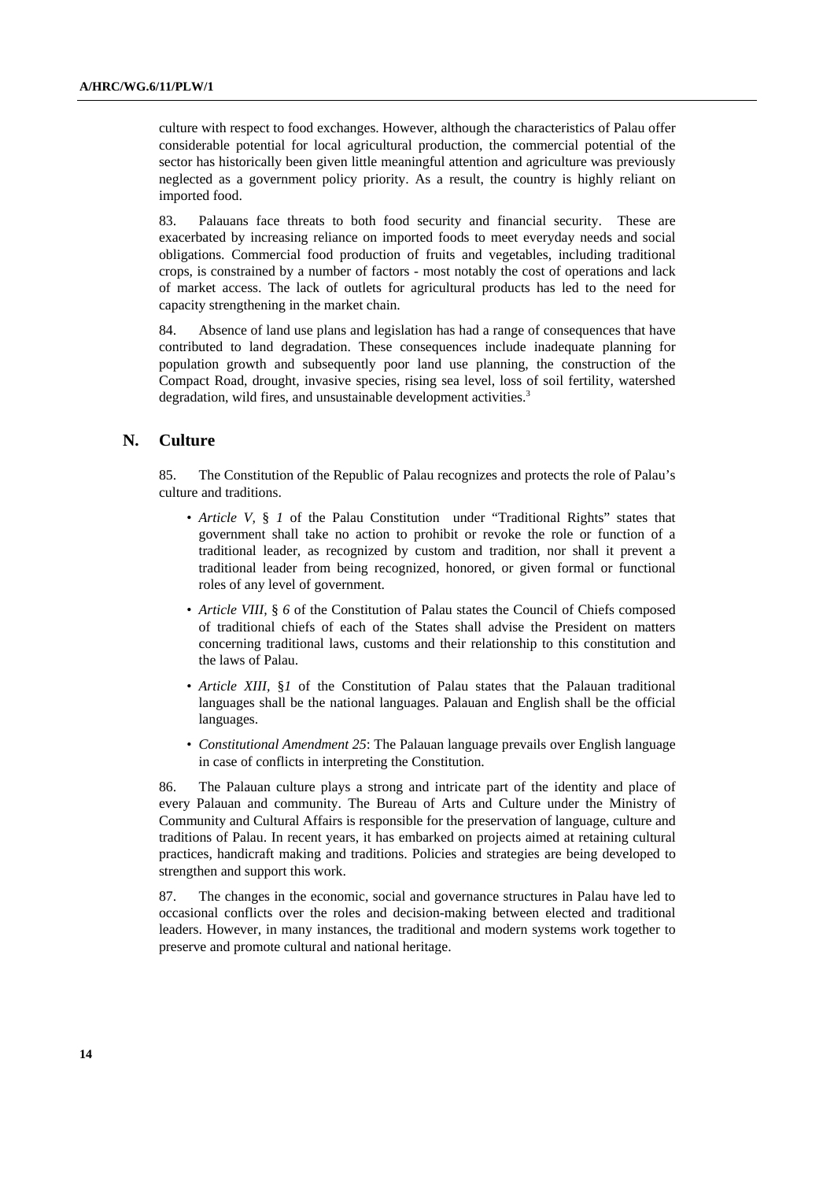culture with respect to food exchanges. However, although the characteristics of Palau offer considerable potential for local agricultural production, the commercial potential of the sector has historically been given little meaningful attention and agriculture was previously neglected as a government policy priority. As a result, the country is highly reliant on imported food.

83. Palauans face threats to both food security and financial security. These are exacerbated by increasing reliance on imported foods to meet everyday needs and social obligations. Commercial food production of fruits and vegetables, including traditional crops, is constrained by a number of factors - most notably the cost of operations and lack of market access. The lack of outlets for agricultural products has led to the need for capacity strengthening in the market chain.

84. Absence of land use plans and legislation has had a range of consequences that have contributed to land degradation. These consequences include inadequate planning for population growth and subsequently poor land use planning, the construction of the Compact Road, drought, invasive species, rising sea level, loss of soil fertility, watershed degradation, wild fires, and unsustainable development activities.[3]

## N. Culture

85. The Constitution of the Republic of Palau recognizes and protects the role of Palau's culture and traditions.

- *Article V, § 1* of the Palau Constitution under "Traditional Rights" states that government shall take no action to prohibit or revoke the role or function of a traditional leader, as recognized by custom and tradition, nor shall it prevent a traditional leader from being recognized, honored, or given formal or functional roles of any level of government.
- *Article VIII, § 6* of the Constitution of Palau states the Council of Chiefs composed of traditional chiefs of each of the States shall advise the President on matters concerning traditional laws, customs and their relationship to this constitution and the laws of Palau.
- *Article XIII, §1* of the Constitution of Palau states that the Palauan traditional languages shall be the national languages. Palauan and English shall be the official languages.
- *Constitutional Amendment 25*: The Palauan language prevails over English language in case of conflicts in interpreting the Constitution.

86. The Palauan culture plays a strong and intricate part of the identity and place of every Palauan and community. The Bureau of Arts and Culture under the Ministry of Community and Cultural Affairs is responsible for the preservation of language, culture and traditions of Palau. In recent years, it has embarked on projects aimed at retaining cultural practices, handicraft making and traditions. Policies and strategies are being developed to strengthen and support this work.

87. The changes in the economic, social and governance structures in Palau have led to occasional conflicts over the roles and decision-making between elected and traditional leaders. However, in many instances, the traditional and modern systems work together to preserve and promote cultural and national heritage.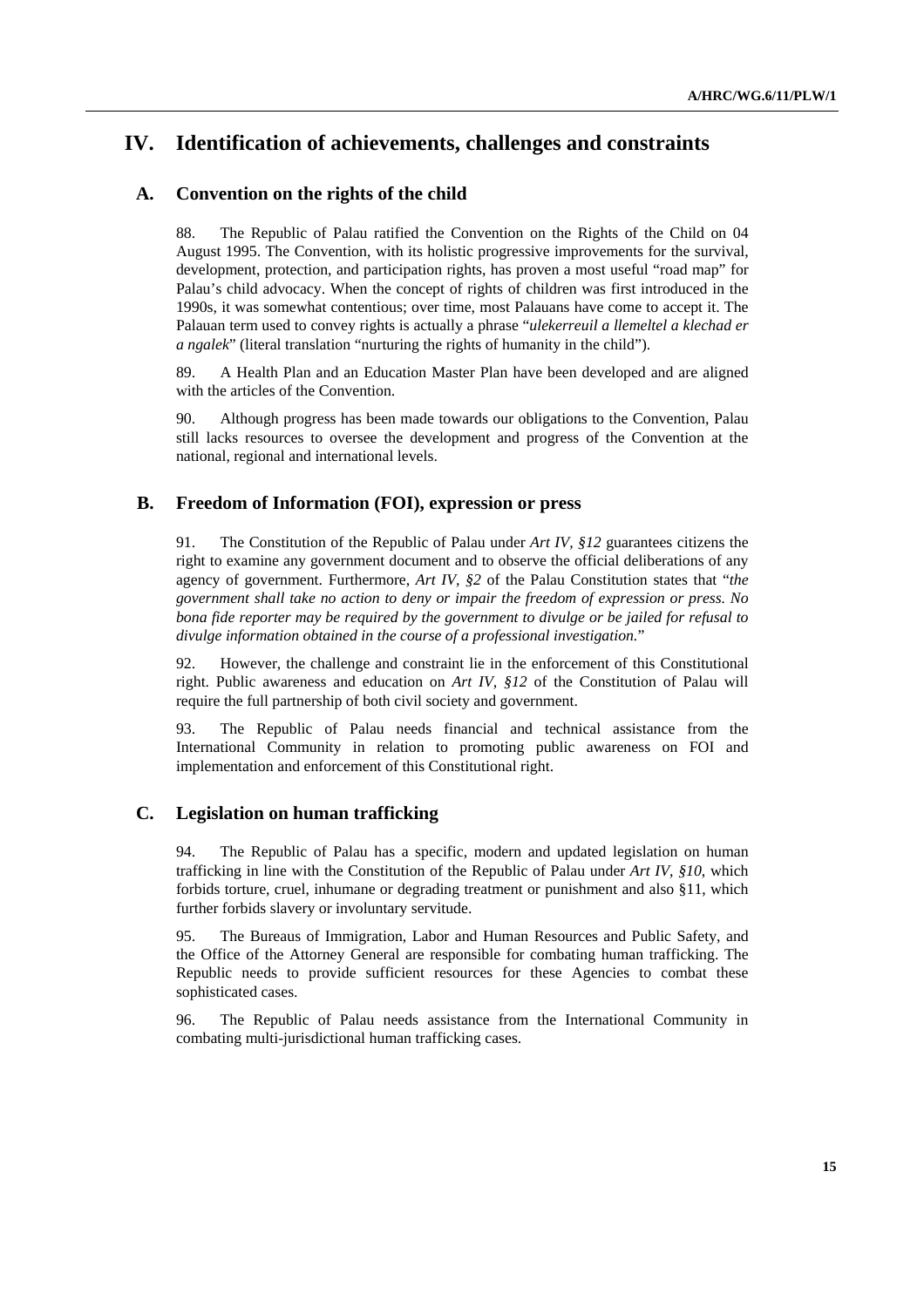# IV. Identification of achievements, challenges and constraints

## A. Convention on the rights of the child

88. The Republic of Palau ratified the Convention on the Rights of the Child on 04 August 1995. The Convention, with its holistic progressive improvements for the survival, development, protection, and participation rights, has proven a most useful "road map" for Palau's child advocacy. When the concept of rights of children was first introduced in the 1990s, it was somewhat contentious; over time, most Palauans have come to accept it. The Palauan term used to convey rights is actually a phrase "*ulekerreuil a llemeltel a klechad er a ngalek*" (literal translation "nurturing the rights of humanity in the child").

89. A Health Plan and an Education Master Plan have been developed and are aligned with the articles of the Convention.

90. Although progress has been made towards our obligations to the Convention, Palau still lacks resources to oversee the development and progress of the Convention at the national, regional and international levels.

## B. Freedom of Information (FOI), expression or press

91. The Constitution of the Republic of Palau under *Art IV, §12* guarantees citizens the right to examine any government document and to observe the official deliberations of any agency of government. Furthermore, *Art IV, §2* of the Palau Constitution states that "*the government shall take no action to deny or impair the freedom of expression or press. No bona fide reporter may be required by the government to divulge or be jailed for refusal to divulge information obtained in the course of a professional investigation.*"

92. However, the challenge and constraint lie in the enforcement of this Constitutional right. Public awareness and education on *Art IV, §12* of the Constitution of Palau will require the full partnership of both civil society and government.

93. The Republic of Palau needs financial and technical assistance from the International Community in relation to promoting public awareness on FOI and implementation and enforcement of this Constitutional right.

## C. Legislation on human trafficking

94. The Republic of Palau has a specific, modern and updated legislation on human trafficking in line with the Constitution of the Republic of Palau under *Art IV, §10*, which forbids torture, cruel, inhumane or degrading treatment or punishment and also §11, which further forbids slavery or involuntary servitude.

95. The Bureaus of Immigration, Labor and Human Resources and Public Safety, and the Office of the Attorney General are responsible for combating human trafficking. The Republic needs to provide sufficient resources for these Agencies to combat these sophisticated cases.

96. The Republic of Palau needs assistance from the International Community in combating multi-jurisdictional human trafficking cases.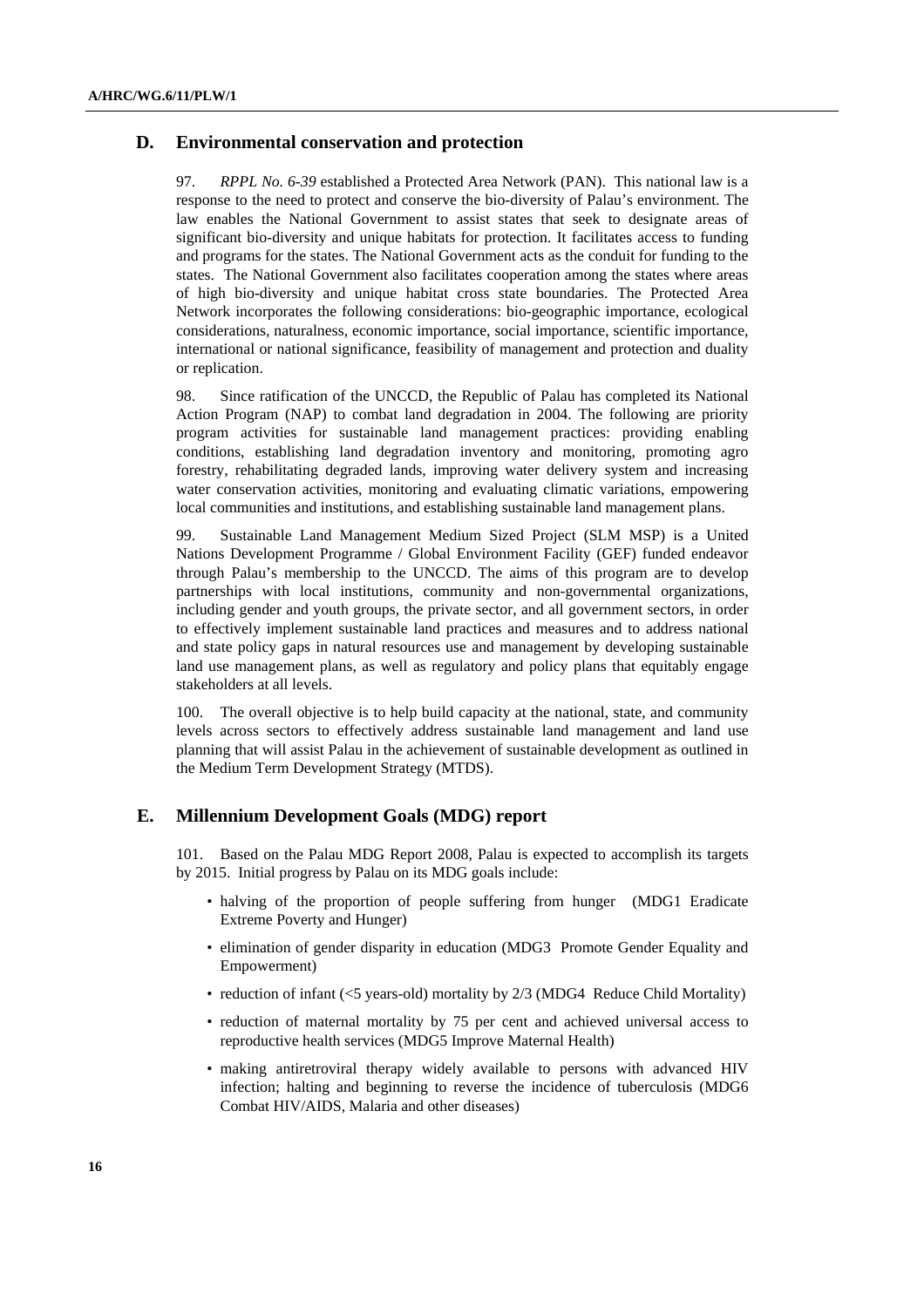## D. Environmental conservation and protection

97. *RPPL No. 6-39* established a Protected Area Network (PAN). This national law is a response to the need to protect and conserve the bio-diversity of Palau's environment. The law enables the National Government to assist states that seek to designate areas of significant bio-diversity and unique habitats for protection. It facilitates access to funding and programs for the states. The National Government acts as the conduit for funding to the states. The National Government also facilitates cooperation among the states where areas of high bio-diversity and unique habitat cross state boundaries. The Protected Area Network incorporates the following considerations: bio-geographic importance, ecological considerations, naturalness, economic importance, social importance, scientific importance, international or national significance, feasibility of management and protection and duality or replication.

98. Since ratification of the UNCCD, the Republic of Palau has completed its National Action Program (NAP) to combat land degradation in 2004. The following are priority program activities for sustainable land management practices: providing enabling conditions, establishing land degradation inventory and monitoring, promoting agro forestry, rehabilitating degraded lands, improving water delivery system and increasing water conservation activities, monitoring and evaluating climatic variations, empowering local communities and institutions, and establishing sustainable land management plans.

99. Sustainable Land Management Medium Sized Project (SLM MSP) is a United Nations Development Programme / Global Environment Facility (GEF) funded endeavor through Palau's membership to the UNCCD. The aims of this program are to develop partnerships with local institutions, community and non-governmental organizations, including gender and youth groups, the private sector, and all government sectors, in order to effectively implement sustainable land practices and measures and to address national and state policy gaps in natural resources use and management by developing sustainable land use management plans, as well as regulatory and policy plans that equitably engage stakeholders at all levels.

100. The overall objective is to help build capacity at the national, state, and community levels across sectors to effectively address sustainable land management and land use planning that will assist Palau in the achievement of sustainable development as outlined in the Medium Term Development Strategy (MTDS).

## E. Millennium Development Goals (MDG) report

101. Based on the Palau MDG Report 2008, Palau is expected to accomplish its targets by 2015. Initial progress by Palau on its MDG goals include:

- halving of the proportion of people suffering from hunger (MDG1 Eradicate Extreme Poverty and Hunger)
- elimination of gender disparity in education (MDG3 Promote Gender Equality and Empowerment)
- reduction of infant (<5 years-old) mortality by 2/3 (MDG4 Reduce Child Mortality)
- reduction of maternal mortality by 75 per cent and achieved universal access to reproductive health services (MDG5 Improve Maternal Health)
- making antiretroviral therapy widely available to persons with advanced HIV infection; halting and beginning to reverse the incidence of tuberculosis (MDG6 Combat HIV/AIDS, Malaria and other diseases)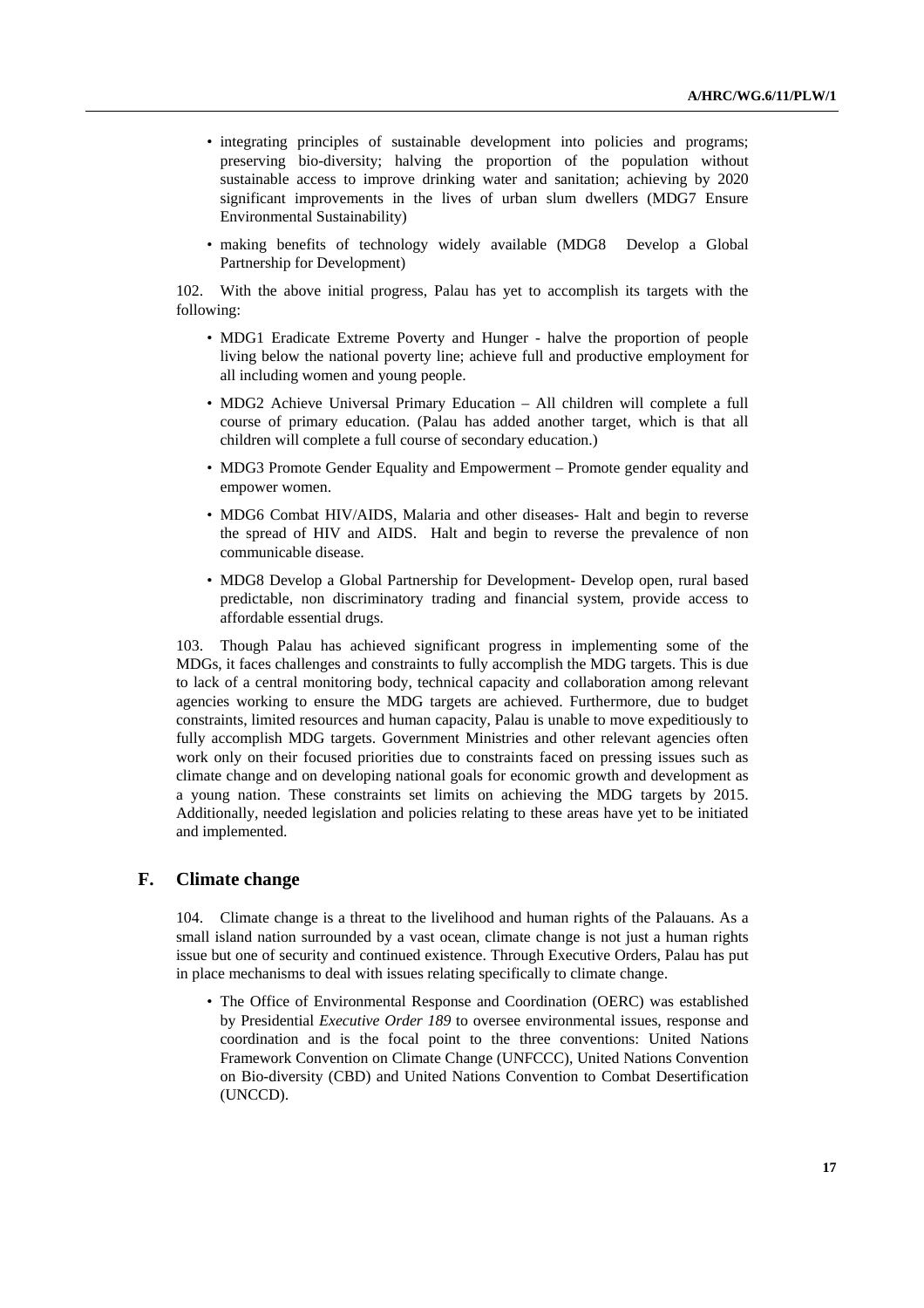- integrating principles of sustainable development into policies and programs; preserving bio-diversity; halving the proportion of the population without sustainable access to improve drinking water and sanitation; achieving by 2020 significant improvements in the lives of urban slum dwellers (MDG7 Ensure Environmental Sustainability)
- making benefits of technology widely available (MDG8 Develop a Global Partnership for Development)

102. With the above initial progress, Palau has yet to accomplish its targets with the following:

- MDG1 Eradicate Extreme Poverty and Hunger - halve the proportion of people living below the national poverty line; achieve full and productive employment for all including women and young people.
- MDG2 Achieve Universal Primary Education – All children will complete a full course of primary education. (Palau has added another target, which is that all children will complete a full course of secondary education.)
- MDG3 Promote Gender Equality and Empowerment – Promote gender equality and empower women.
- MDG6 Combat HIV/AIDS, Malaria and other diseases- Halt and begin to reverse the spread of HIV and AIDS. Halt and begin to reverse the prevalence of non communicable disease.
- MDG8 Develop a Global Partnership for Development- Develop open, rural based predictable, non discriminatory trading and financial system, provide access to affordable essential drugs.

103. Though Palau has achieved significant progress in implementing some of the MDGs, it faces challenges and constraints to fully accomplish the MDG targets. This is due to lack of a central monitoring body, technical capacity and collaboration among relevant agencies working to ensure the MDG targets are achieved. Furthermore, due to budget constraints, limited resources and human capacity, Palau is unable to move expeditiously to fully accomplish MDG targets. Government Ministries and other relevant agencies often work only on their focused priorities due to constraints faced on pressing issues such as climate change and on developing national goals for economic growth and development as a young nation. These constraints set limits on achieving the MDG targets by 2015. Additionally, needed legislation and policies relating to these areas have yet to be initiated and implemented.

## F. Climate change

104. Climate change is a threat to the livelihood and human rights of the Palauans. As a small island nation surrounded by a vast ocean, climate change is not just a human rights issue but one of security and continued existence. Through Executive Orders, Palau has put in place mechanisms to deal with issues relating specifically to climate change.

- The Office of Environmental Response and Coordination (OERC) was established by Presidential *Executive Order 189* to oversee environmental issues, response and coordination and is the focal point to the three conventions: United Nations Framework Convention on Climate Change (UNFCCC), United Nations Convention on Bio-diversity (CBD) and United Nations Convention to Combat Desertification (UNCCD).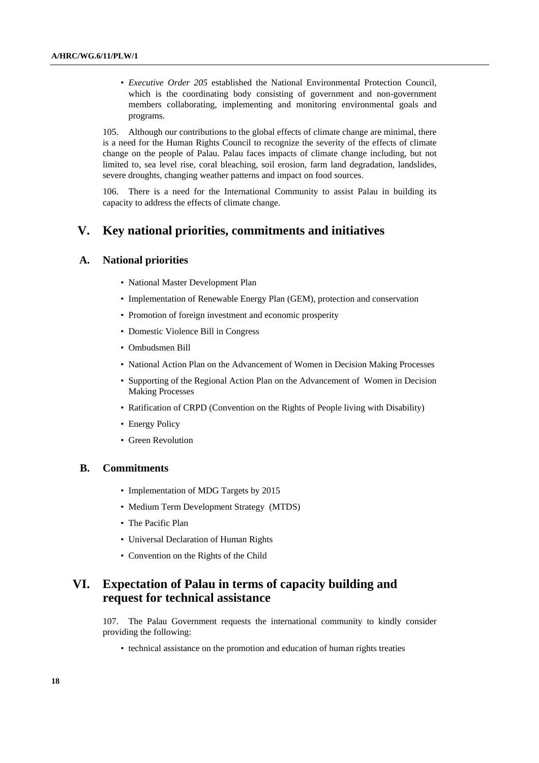- *Executive Order 205* established the National Environmental Protection Council, which is the coordinating body consisting of government and non-government members collaborating, implementing and monitoring environmental goals and programs.

105. Although our contributions to the global effects of climate change are minimal, there is a need for the Human Rights Council to recognize the severity of the effects of climate change on the people of Palau. Palau faces impacts of climate change including, but not limited to, sea level rise, coral bleaching, soil erosion, farm land degradation, landslides, severe droughts, changing weather patterns and impact on food sources.

106. There is a need for the International Community to assist Palau in building its capacity to address the effects of climate change.

## V. Key national priorities, commitments and initiatives

### A. National priorities

- National Master Development Plan
- Implementation of Renewable Energy Plan (GEM), protection and conservation
- Promotion of foreign investment and economic prosperity
- Domestic Violence Bill in Congress
- Ombudsmen Bill
- National Action Plan on the Advancement of Women in Decision Making Processes
- Supporting of the Regional Action Plan on the Advancement of Women in Decision Making Processes
- Ratification of CRPD (Convention on the Rights of People living with Disability)
- Energy Policy
- Green Revolution

### B. Commitments

- Implementation of MDG Targets by 2015
- Medium Term Development Strategy (MTDS)
- The Pacific Plan
- Universal Declaration of Human Rights
- Convention on the Rights of the Child

## VI. Expectation of Palau in terms of capacity building and request for technical assistance

107. The Palau Government requests the international community to kindly consider providing the following:

- technical assistance on the promotion and education of human rights treaties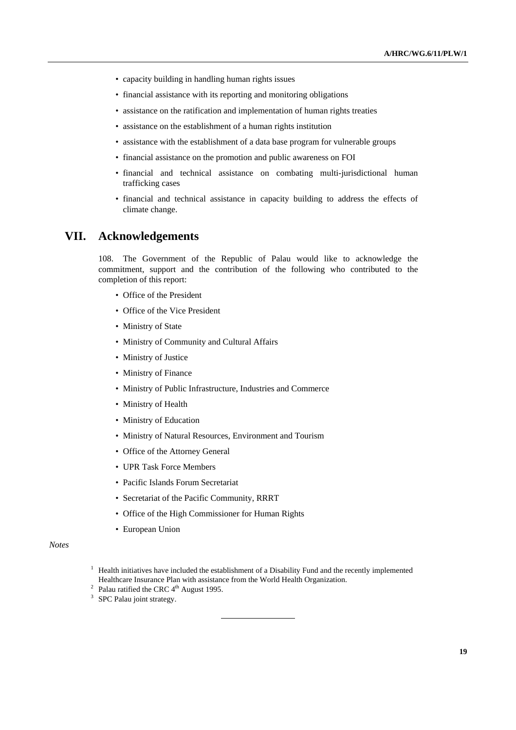- capacity building in handling human rights issues
- financial assistance with its reporting and monitoring obligations
- assistance on the ratification and implementation of human rights treaties
- assistance on the establishment of a human rights institution
- assistance with the establishment of a data base program for vulnerable groups
- financial assistance on the promotion and public awareness on FOI
- financial and technical assistance on combating multi-jurisdictional human trafficking cases
- financial and technical assistance in capacity building to address the effects of climate change.

## VII. Acknowledgements

108. The Government of the Republic of Palau would like to acknowledge the commitment, support and the contribution of the following who contributed to the completion of this report:

- Office of the President
- Office of the Vice President
- Ministry of State
- Ministry of Community and Cultural Affairs
- Ministry of Justice
- Ministry of Finance
- Ministry of Public Infrastructure, Industries and Commerce
- Ministry of Health
- Ministry of Education
- Ministry of Natural Resources, Environment and Tourism
- Office of the Attorney General
- UPR Task Force Members
- Pacific Islands Forum Secretariat
- Secretariat of the Pacific Community, RRRT
- Office of the High Commissioner for Human Rights
- European Union

*Notes*

[1] Health initiatives have included the establishment of a Disability Fund and the recently implemented Healthcare Insurance Plan with assistance from the World Health Organization.

[2] Palau ratified the CRC 4th August 1995.

[3] SPC Palau joint strategy.